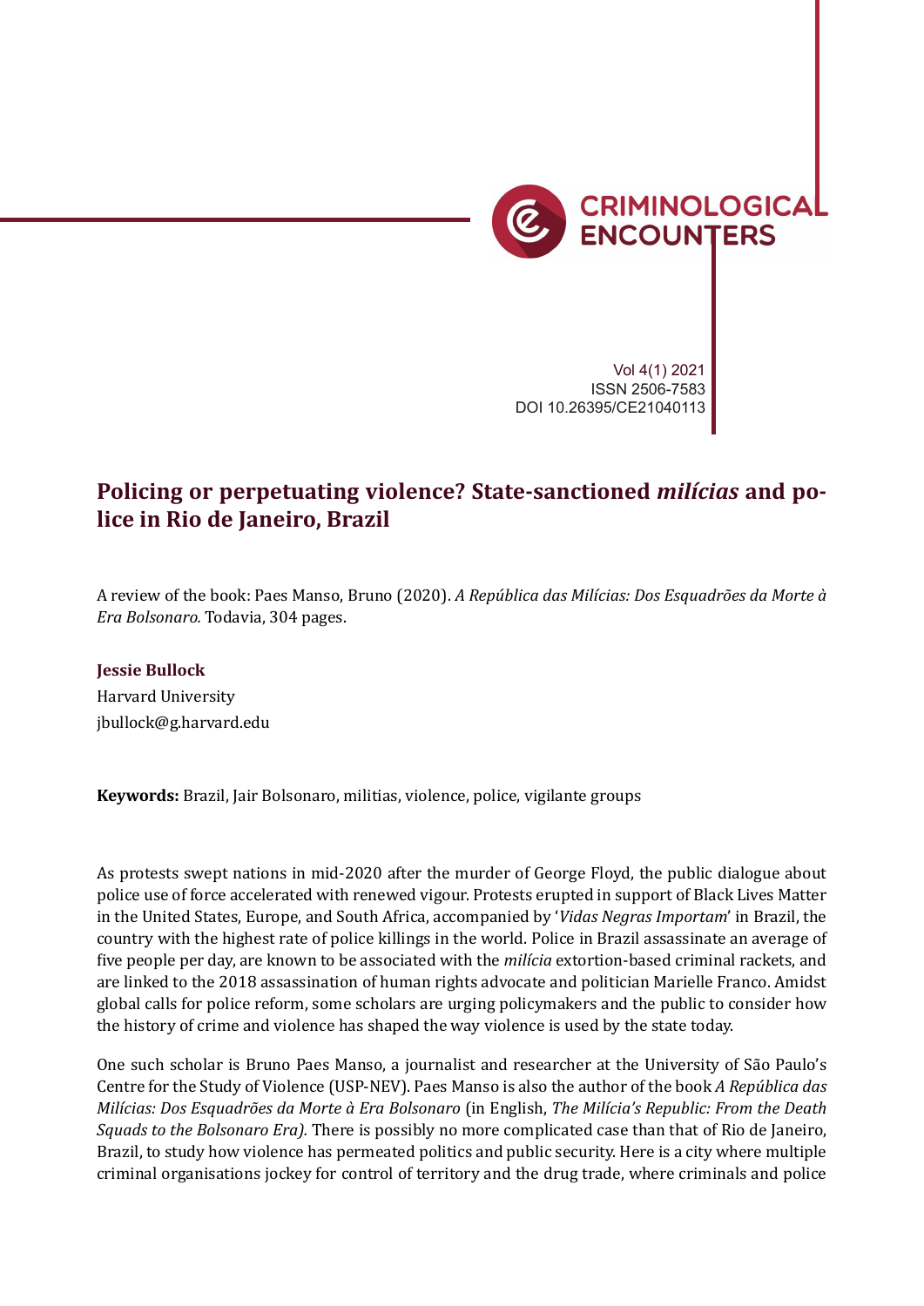# Policing or perpetuating violence? State-sanctioned *milícias* and police in Rio de Janeiro, Brazil

A review of the book: Paes Manso, Bruno (2020). *A República das Milícias: Dos Esquadrões da Morte à Era Bolsonaro.* Todavia, 304 pages.

**Jessie Bullock**
Harvard University
jbullock@g.harvard.edu

**Keywords:** Brazil, Jair Bolsonaro, militias, violence, police, vigilante groups

As protests swept nations in mid-2020 after the murder of George Floyd, the public dialogue about police use of force accelerated with renewed vigour. Protests erupted in support of Black Lives Matter in the United States, Europe, and South Africa, accompanied by '*Vidas Negras Importam*' in Brazil, the country with the highest rate of police killings in the world. Police in Brazil assassinate an average of five people per day, are known to be associated with the *milícia* extortion-based criminal rackets, and are linked to the 2018 assassination of human rights advocate and politician Marielle Franco. Amidst global calls for police reform, some scholars are urging policymakers and the public to consider how the history of crime and violence has shaped the way violence is used by the state today.

One such scholar is Bruno Paes Manso, a journalist and researcher at the University of São Paulo's Centre for the Study of Violence (USP-NEV). Paes Manso is also the author of the book *A República das Milícias: Dos Esquadrões da Morte à Era Bolsonaro* (in English, *The Milícia's Republic: From the Death Squads to the Bolsonaro Era).* There is possibly no more complicated case than that of Rio de Janeiro, Brazil, to study how violence has permeated politics and public security. Here is a city where multiple criminal organisations jockey for control of territory and the drug trade, where criminals and police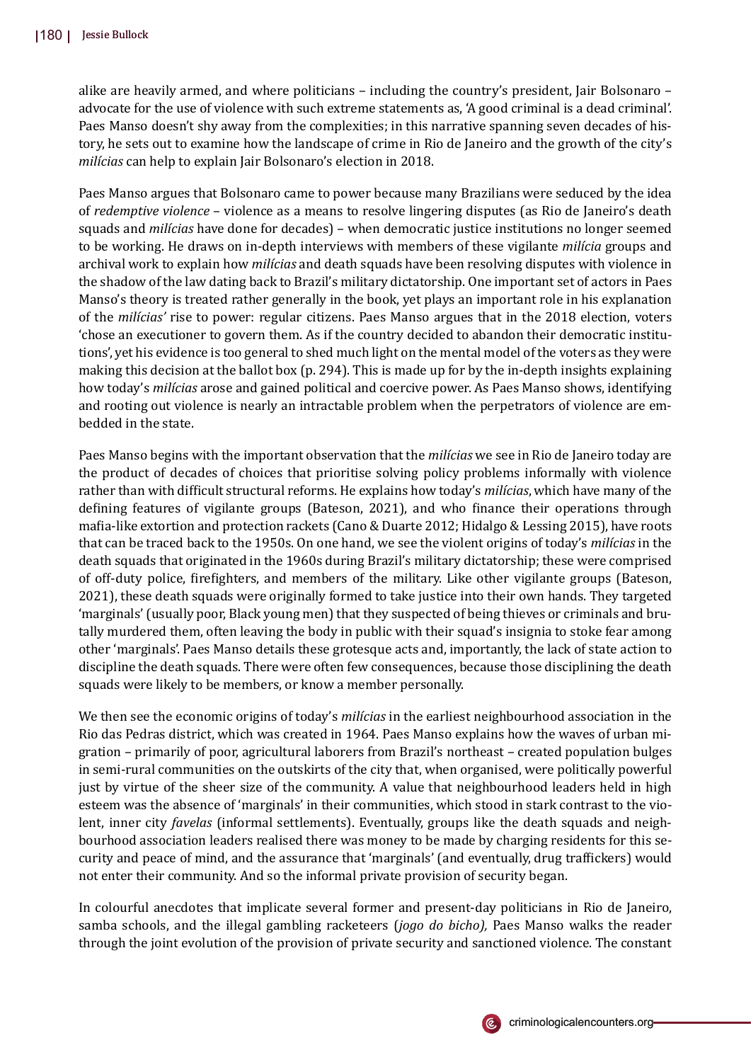alike are heavily armed, and where politicians – including the country's president, Jair Bolsonaro – advocate for the use of violence with such extreme statements as, 'A good criminal is a dead criminal'. Paes Manso doesn't shy away from the complexities; in this narrative spanning seven decades of history, he sets out to examine how the landscape of crime in Rio de Janeiro and the growth of the city's *milícias* can help to explain Jair Bolsonaro's election in 2018.

Paes Manso argues that Bolsonaro came to power because many Brazilians were seduced by the idea of *redemptive violence* – violence as a means to resolve lingering disputes (as Rio de Janeiro's death squads and *milícias* have done for decades) – when democratic justice institutions no longer seemed to be working. He draws on in-depth interviews with members of these vigilante *milícia* groups and archival work to explain how *milícias* and death squads have been resolving disputes with violence in the shadow of the law dating back to Brazil's military dictatorship. One important set of actors in Paes Manso's theory is treated rather generally in the book, yet plays an important role in his explanation of the *milícias'* rise to power: regular citizens. Paes Manso argues that in the 2018 election, voters 'chose an executioner to govern them. As if the country decided to abandon their democratic institutions', yet his evidence is too general to shed much light on the mental model of the voters as they were making this decision at the ballot box (p. 294). This is made up for by the in-depth insights explaining how today's *milícias* arose and gained political and coercive power. As Paes Manso shows, identifying and rooting out violence is nearly an intractable problem when the perpetrators of violence are embedded in the state.

Paes Manso begins with the important observation that the *milícias* we see in Rio de Janeiro today are the product of decades of choices that prioritise solving policy problems informally with violence rather than with difficult structural reforms. He explains how today's *milícias*, which have many of the defining features of vigilante groups (Bateson, 2021), and who finance their operations through mafia-like extortion and protection rackets (Cano & Duarte 2012; Hidalgo & Lessing 2015), have roots that can be traced back to the 1950s. On one hand, we see the violent origins of today's *milícias* in the death squads that originated in the 1960s during Brazil's military dictatorship; these were comprised of off-duty police, firefighters, and members of the military. Like other vigilante groups (Bateson, 2021), these death squads were originally formed to take justice into their own hands. They targeted 'marginals' (usually poor, Black young men) that they suspected of being thieves or criminals and brutally murdered them, often leaving the body in public with their squad's insignia to stoke fear among other 'marginals'. Paes Manso details these grotesque acts and, importantly, the lack of state action to discipline the death squads. There were often few consequences, because those disciplining the death squads were likely to be members, or know a member personally.

We then see the economic origins of today's *milícias* in the earliest neighbourhood association in the Rio das Pedras district, which was created in 1964. Paes Manso explains how the waves of urban migration – primarily of poor, agricultural laborers from Brazil's northeast – created population bulges in semi-rural communities on the outskirts of the city that, when organised, were politically powerful just by virtue of the sheer size of the community. A value that neighbourhood leaders held in high esteem was the absence of 'marginals' in their communities, which stood in stark contrast to the violent, inner city *favelas* (informal settlements). Eventually, groups like the death squads and neighbourhood association leaders realised there was money to be made by charging residents for this security and peace of mind, and the assurance that 'marginals' (and eventually, drug traffickers) would not enter their community. And so the informal private provision of security began.

In colourful anecdotes that implicate several former and present-day politicians in Rio de Janeiro, samba schools, and the illegal gambling racketeers (*jogo do bicho),* Paes Manso walks the reader through the joint evolution of the provision of private security and sanctioned violence. The constant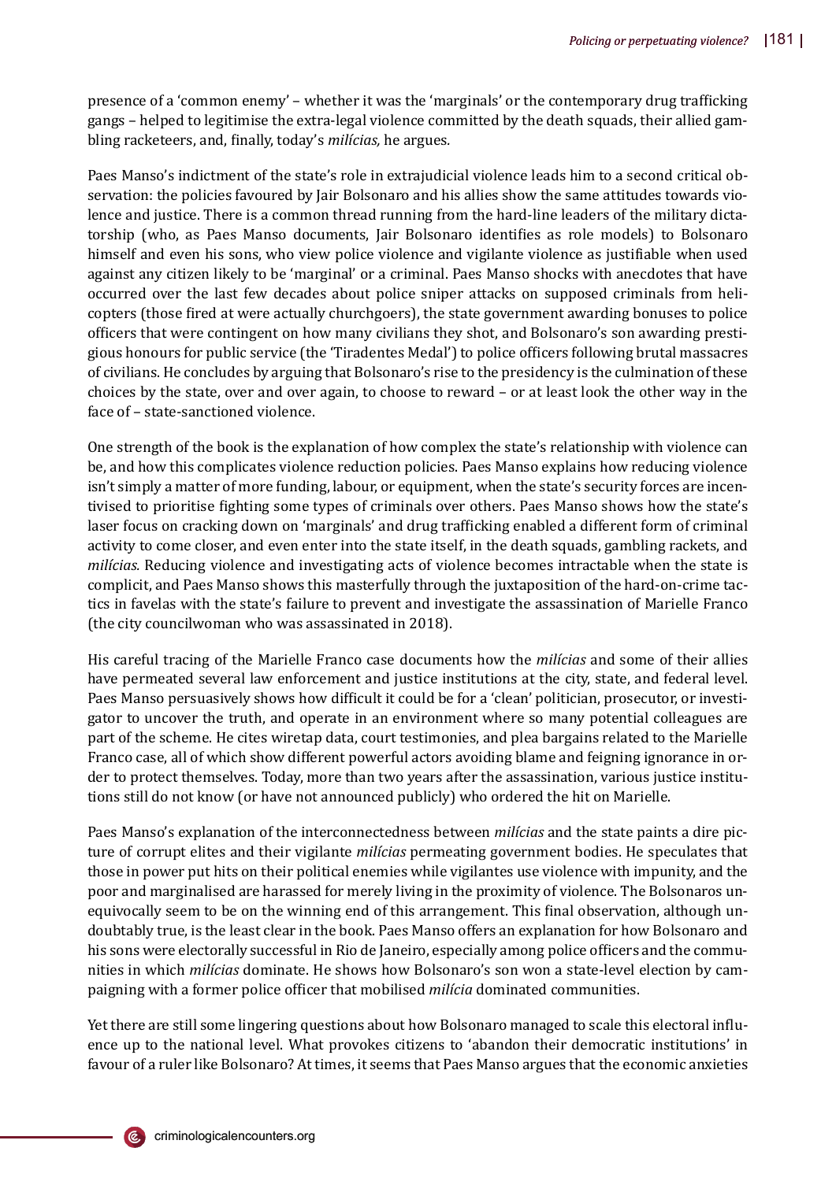presence of a 'common enemy' – whether it was the 'marginals' or the contemporary drug trafficking gangs – helped to legitimise the extra-legal violence committed by the death squads, their allied gambling racketeers, and, finally, today's *milícias,* he argues.

Paes Manso's indictment of the state's role in extrajudicial violence leads him to a second critical observation: the policies favoured by Jair Bolsonaro and his allies show the same attitudes towards violence and justice. There is a common thread running from the hard-line leaders of the military dictatorship (who, as Paes Manso documents, Jair Bolsonaro identifies as role models) to Bolsonaro himself and even his sons, who view police violence and vigilante violence as justifiable when used against any citizen likely to be 'marginal' or a criminal. Paes Manso shocks with anecdotes that have occurred over the last few decades about police sniper attacks on supposed criminals from helicopters (those fired at were actually churchgoers), the state government awarding bonuses to police officers that were contingent on how many civilians they shot, and Bolsonaro's son awarding prestigious honours for public service (the 'Tiradentes Medal') to police officers following brutal massacres of civilians. He concludes by arguing that Bolsonaro's rise to the presidency is the culmination of these choices by the state, over and over again, to choose to reward – or at least look the other way in the face of – state-sanctioned violence.

One strength of the book is the explanation of how complex the state's relationship with violence can be, and how this complicates violence reduction policies. Paes Manso explains how reducing violence isn't simply a matter of more funding, labour, or equipment, when the state's security forces are incentivised to prioritise fighting some types of criminals over others. Paes Manso shows how the state's laser focus on cracking down on 'marginals' and drug trafficking enabled a different form of criminal activity to come closer, and even enter into the state itself, in the death squads, gambling rackets, and *milícias.* Reducing violence and investigating acts of violence becomes intractable when the state is complicit, and Paes Manso shows this masterfully through the juxtaposition of the hard-on-crime tactics in favelas with the state's failure to prevent and investigate the assassination of Marielle Franco (the city councilwoman who was assassinated in 2018).

His careful tracing of the Marielle Franco case documents how the *milícias* and some of their allies have permeated several law enforcement and justice institutions at the city, state, and federal level. Paes Manso persuasively shows how difficult it could be for a 'clean' politician, prosecutor, or investigator to uncover the truth, and operate in an environment where so many potential colleagues are part of the scheme. He cites wiretap data, court testimonies, and plea bargains related to the Marielle Franco case, all of which show different powerful actors avoiding blame and feigning ignorance in order to protect themselves. Today, more than two years after the assassination, various justice institutions still do not know (or have not announced publicly) who ordered the hit on Marielle.

Paes Manso's explanation of the interconnectedness between *milícias* and the state paints a dire picture of corrupt elites and their vigilante *milícias* permeating government bodies. He speculates that those in power put hits on their political enemies while vigilantes use violence with impunity, and the poor and marginalised are harassed for merely living in the proximity of violence. The Bolsonaros unequivocally seem to be on the winning end of this arrangement. This final observation, although undoubtably true, is the least clear in the book. Paes Manso offers an explanation for how Bolsonaro and his sons were electorally successful in Rio de Janeiro, especially among police officers and the communities in which *milícias* dominate. He shows how Bolsonaro's son won a state-level election by campaigning with a former police officer that mobilised *milícia* dominated communities.

Yet there are still some lingering questions about how Bolsonaro managed to scale this electoral influence up to the national level. What provokes citizens to 'abandon their democratic institutions' in favour of a ruler like Bolsonaro? At times, it seems that Paes Manso argues that the economic anxieties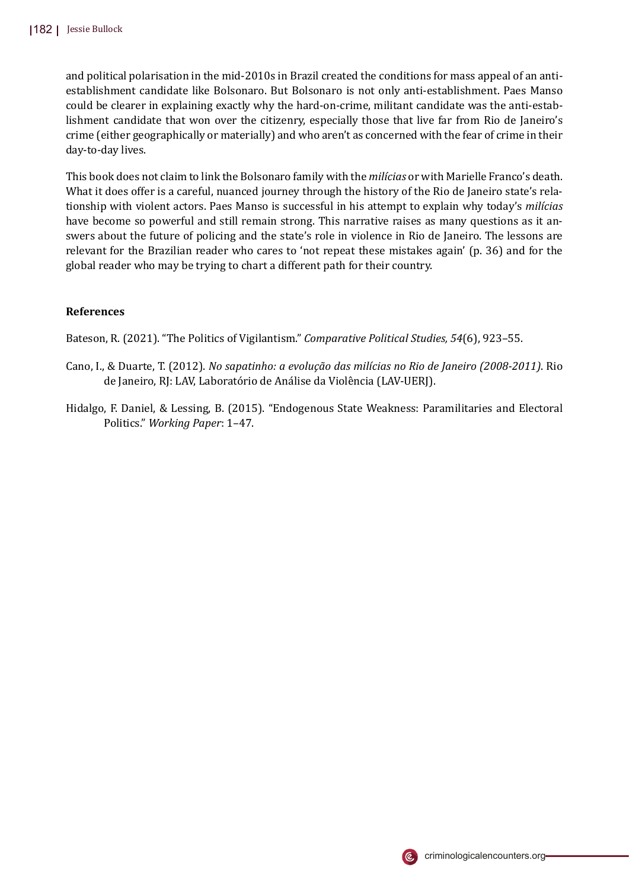and political polarisation in the mid-2010s in Brazil created the conditions for mass appeal of an anti-establishment candidate like Bolsonaro. But Bolsonaro is not only anti-establishment. Paes Manso could be clearer in explaining exactly why the hard-on-crime, militant candidate was the anti-establishment candidate that won over the citizenry, especially those that live far from Rio de Janeiro's crime (either geographically or materially) and who aren't as concerned with the fear of crime in their day-to-day lives.

This book does not claim to link the Bolsonaro family with the *milícias* or with Marielle Franco's death. What it does offer is a careful, nuanced journey through the history of the Rio de Janeiro state's relationship with violent actors. Paes Manso is successful in his attempt to explain why today's *milícias* have become so powerful and still remain strong. This narrative raises as many questions as it answers about the future of policing and the state's role in violence in Rio de Janeiro. The lessons are relevant for the Brazilian reader who cares to 'not repeat these mistakes again' (p. 36) and for the global reader who may be trying to chart a different path for their country.

### References

Bateson, R. (2021). "The Politics of Vigilantism." *Comparative Political Studies, 54*(6), 923–55.

Cano, I., & Duarte, T. (2012). *No sapatinho: a evolução das milícias no Rio de Janeiro (2008-2011)*. Rio de Janeiro, RJ: LAV, Laboratório de Análise da Violência (LAV-UERJ).

Hidalgo, F. Daniel, & Lessing, B. (2015). "Endogenous State Weakness: Paramilitaries and Electoral Politics." *Working Paper*: 1–47.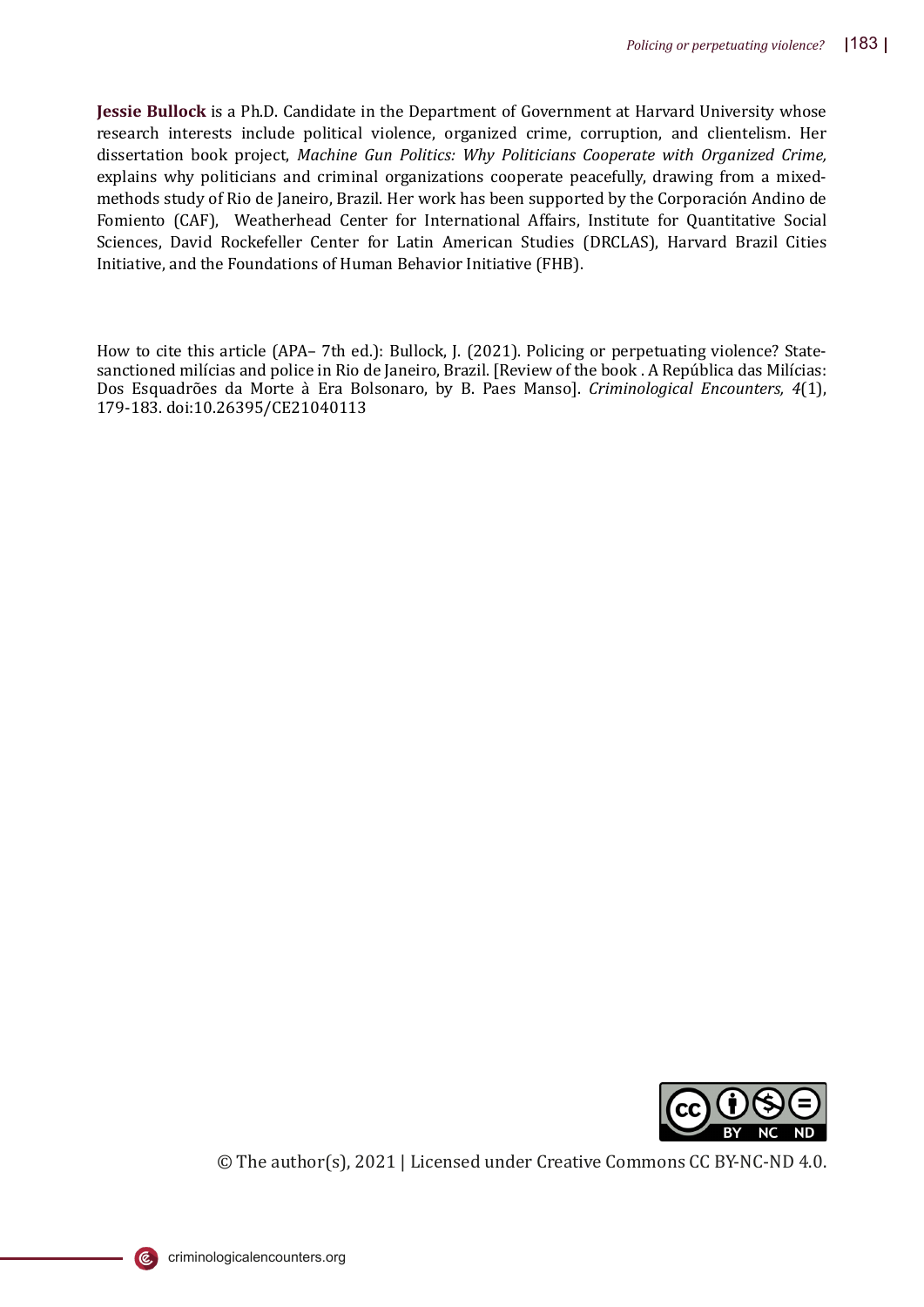**Jessie Bullock** is a Ph.D. Candidate in the Department of Government at Harvard University whose research interests include political violence, organized crime, corruption, and clientelism. Her dissertation book project, *Machine Gun Politics: Why Politicians Cooperate with Organized Crime,* explains why politicians and criminal organizations cooperate peacefully, drawing from a mixed-methods study of Rio de Janeiro, Brazil. Her work has been supported by the Corporación Andino de Fomiento (CAF), Weatherhead Center for International Affairs, Institute for Quantitative Social Sciences, David Rockefeller Center for Latin American Studies (DRCLAS), Harvard Brazil Cities Initiative, and the Foundations of Human Behavior Initiative (FHB).

How to cite this article (APA– 7th ed.): Bullock, J. (2021). Policing or perpetuating violence? State-sanctioned milícias and police in Rio de Janeiro, Brazil. [Review of the book . A República das Milícias: Dos Esquadrões da Morte à Era Bolsonaro, by B. Paes Manso]. *Criminological Encounters, 4*(1), 179-183. doi:10.26395/CE21040113

© The author(s), 2021 | Licensed under Creative Commons CC BY-NC-ND 4.0.